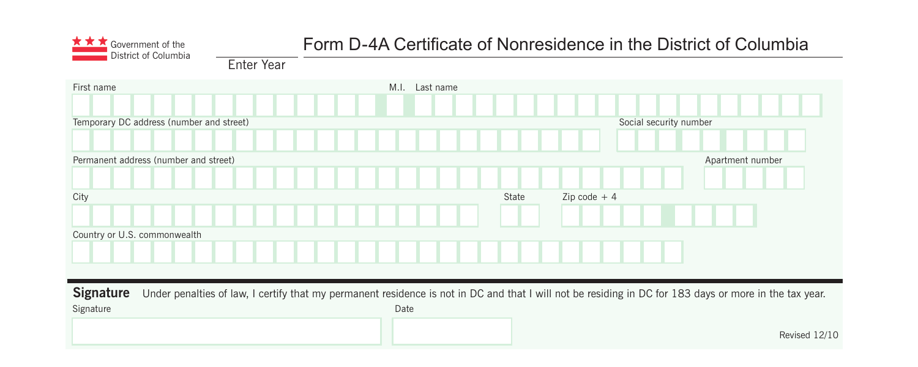Government of the District of Columbia

# Form D-4A Certificate of Nonresidence in the District of Columbia

Enter Year

First name | M.I. | Last name

Temporary DC address (number and street) | Social security number

Permanent address (number and street) | Apartment number

City | State | Zip code + 4

Country or U.S. commonwealth

**Signature** Under penalties of law, I certify that my permanent residence is not in DC and that I will not be residing in DC for 183 days or more in the tax year.

Signature | Date

Revised 12/10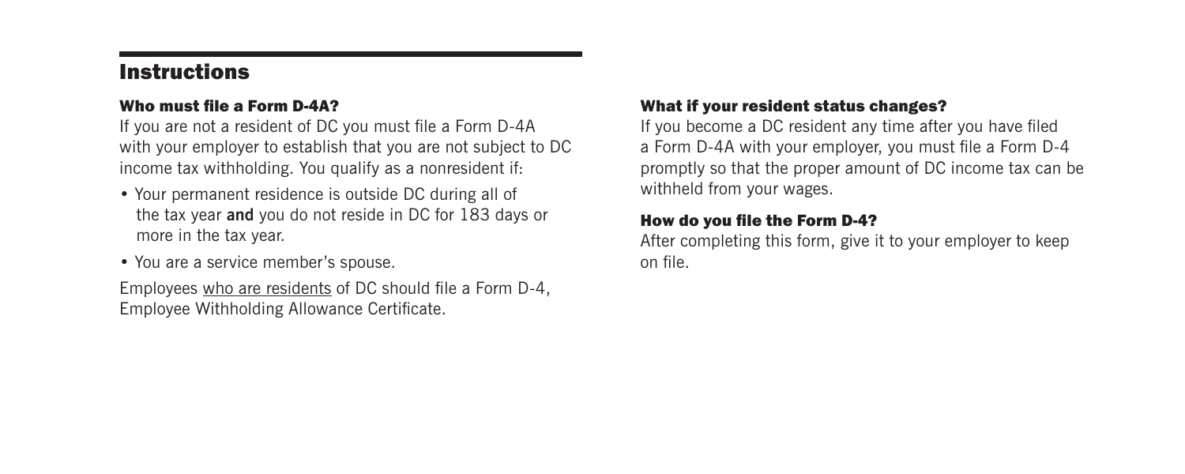## Instructions

### Who must file a Form D-4A?

If you are not a resident of DC you must file a Form D-4A with your employer to establish that you are not subject to DC income tax withholding. You qualify as a nonresident if:

- Your permanent residence is outside DC during all of the tax year **and** you do not reside in DC for 183 days or more in the tax year.
- You are a service member's spouse.

Employees who are residents of DC should file a Form D-4, Employee Withholding Allowance Certificate.

### What if your resident status changes?

If you become a DC resident any time after you have filed a Form D-4A with your employer, you must file a Form D-4 promptly so that the proper amount of DC income tax can be withheld from your wages.

### How do you file the Form D-4?

After completing this form, give it to your employer to keep on file.